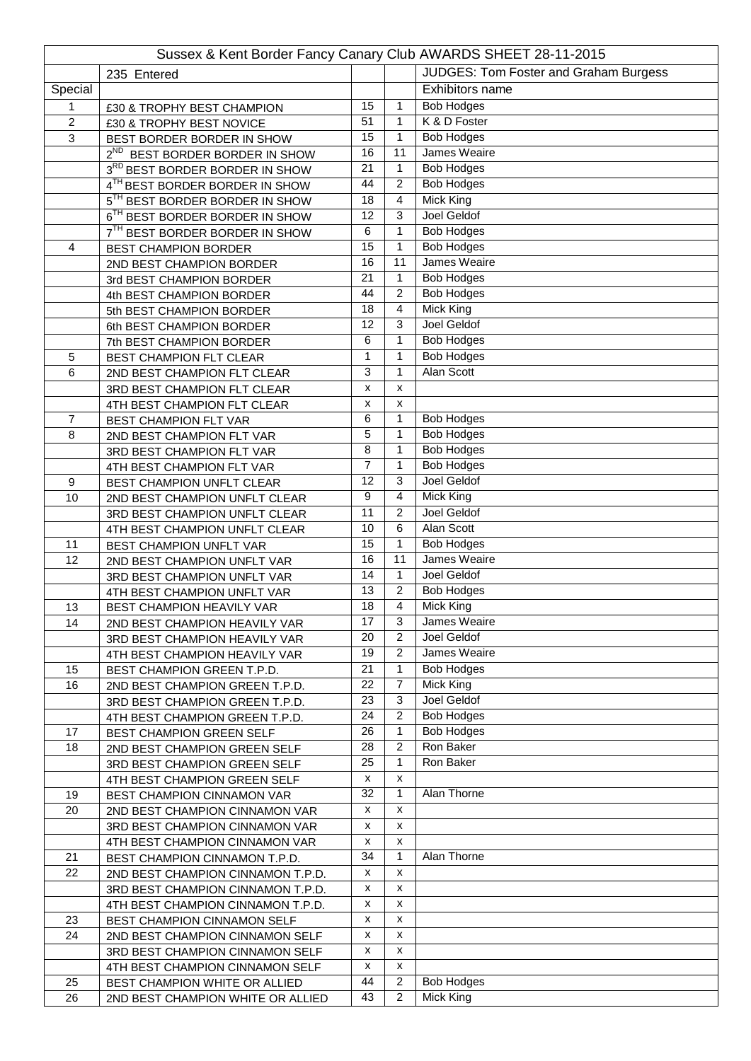| Sussex & Kent Border Fancy Canary Club AWARDS SHEET 28-11-2015 | | | | |
|---|---|---|---|---|
| | 235 Entered | | | JUDGES: Tom Foster and Graham Burgess |
| Special | | | | Exhibitors name |
| 1 | £30 & TROPHY BEST CHAMPION | 15 | 1 | Bob Hodges |
| 2 | £30 & TROPHY BEST NOVICE | 51 | 1 | K & D Foster |
| 3 | BEST BORDER BORDER IN SHOW | 15 | 1 | Bob Hodges |
| | 2ND BEST BORDER BORDER IN SHOW | 16 | 11 | James Weaire |
| | 3RD BEST BORDER BORDER IN SHOW | 21 | 1 | Bob Hodges |
| | 4TH BEST BORDER BORDER IN SHOW | 44 | 2 | Bob Hodges |
| | 5TH BEST BORDER BORDER IN SHOW | 18 | 4 | Mick King |
| | 6TH BEST BORDER BORDER IN SHOW | 12 | 3 | Joel Geldof |
| | 7TH BEST BORDER BORDER IN SHOW | 6 | 1 | Bob Hodges |
| 4 | BEST CHAMPION BORDER | 15 | 1 | Bob Hodges |
| | 2ND BEST CHAMPION BORDER | 16 | 11 | James Weaire |
| | 3rd BEST CHAMPION BORDER | 21 | 1 | Bob Hodges |
| | 4th BEST CHAMPION BORDER | 44 | 2 | Bob Hodges |
| | 5th BEST CHAMPION BORDER | 18 | 4 | Mick King |
| | 6th BEST CHAMPION BORDER | 12 | 3 | Joel Geldof |
| | 7th BEST CHAMPION BORDER | 6 | 1 | Bob Hodges |
| 5 | BEST CHAMPION FLT CLEAR | 1 | 1 | Bob Hodges |
| 6 | 2ND BEST CHAMPION FLT CLEAR | 3 | 1 | Alan Scott |
| | 3RD BEST CHAMPION FLT CLEAR | x | x | |
| | 4TH BEST CHAMPION FLT CLEAR | x | x | |
| 7 | BEST CHAMPION FLT VAR | 6 | 1 | Bob Hodges |
| 8 | 2ND BEST CHAMPION FLT VAR | 5 | 1 | Bob Hodges |
| | 3RD BEST CHAMPION FLT VAR | 8 | 1 | Bob Hodges |
| | 4TH BEST CHAMPION FLT VAR | 7 | 1 | Bob Hodges |
| 9 | BEST CHAMPION UNFLT CLEAR | 12 | 3 | Joel Geldof |
| 10 | 2ND BEST CHAMPION UNFLT CLEAR | 9 | 4 | Mick King |
| | 3RD BEST CHAMPION UNFLT CLEAR | 11 | 2 | Joel Geldof |
| | 4TH BEST CHAMPION UNFLT CLEAR | 10 | 6 | Alan Scott |
| 11 | BEST CHAMPION UNFLT VAR | 15 | 1 | Bob Hodges |
| 12 | 2ND BEST CHAMPION UNFLT VAR | 16 | 11 | James Weaire |
| | 3RD BEST CHAMPION UNFLT VAR | 14 | 1 | Joel Geldof |
| | 4TH BEST CHAMPION UNFLT VAR | 13 | 2 | Bob Hodges |
| 13 | BEST CHAMPION HEAVILY VAR | 18 | 4 | Mick King |
| 14 | 2ND BEST CHAMPION HEAVILY VAR | 17 | 3 | James Weaire |
| | 3RD BEST CHAMPION HEAVILY VAR | 20 | 2 | Joel Geldof |
| | 4TH BEST CHAMPION HEAVILY VAR | 19 | 2 | James Weaire |
| 15 | BEST CHAMPION GREEN T.P.D. | 21 | 1 | Bob Hodges |
| 16 | 2ND BEST CHAMPION GREEN T.P.D. | 22 | 7 | Mick King |
| | 3RD BEST CHAMPION GREEN T.P.D. | 23 | 3 | Joel Geldof |
| | 4TH BEST CHAMPION GREEN T.P.D. | 24 | 2 | Bob Hodges |
| 17 | BEST CHAMPION GREEN SELF | 26 | 1 | Bob Hodges |
| 18 | 2ND BEST CHAMPION GREEN SELF | 28 | 2 | Ron Baker |
| | 3RD BEST CHAMPION GREEN SELF | 25 | 1 | Ron Baker |
| | 4TH BEST CHAMPION GREEN SELF | x | x | |
| 19 | BEST CHAMPION CINNAMON VAR | 32 | 1 | Alan Thorne |
| 20 | 2ND BEST CHAMPION CINNAMON VAR | x | x | |
| | 3RD BEST CHAMPION CINNAMON VAR | x | x | |
| | 4TH BEST CHAMPION CINNAMON VAR | x | x | |
| 21 | BEST CHAMPION CINNAMON T.P.D. | 34 | 1 | Alan Thorne |
| 22 | 2ND BEST CHAMPION CINNAMON T.P.D. | x | x | |
| | 3RD BEST CHAMPION CINNAMON T.P.D. | x | x | |
| | 4TH BEST CHAMPION CINNAMON T.P.D. | x | x | |
| 23 | BEST CHAMPION CINNAMON SELF | x | x | |
| 24 | 2ND BEST CHAMPION CINNAMON SELF | x | x | |
| | 3RD BEST CHAMPION CINNAMON SELF | x | x | |
| | 4TH BEST CHAMPION CINNAMON SELF | x | x | |
| 25 | BEST CHAMPION WHITE OR ALLIED | 44 | 2 | Bob Hodges |
| 26 | 2ND BEST CHAMPION WHITE OR ALLIED | 43 | 2 | Mick King |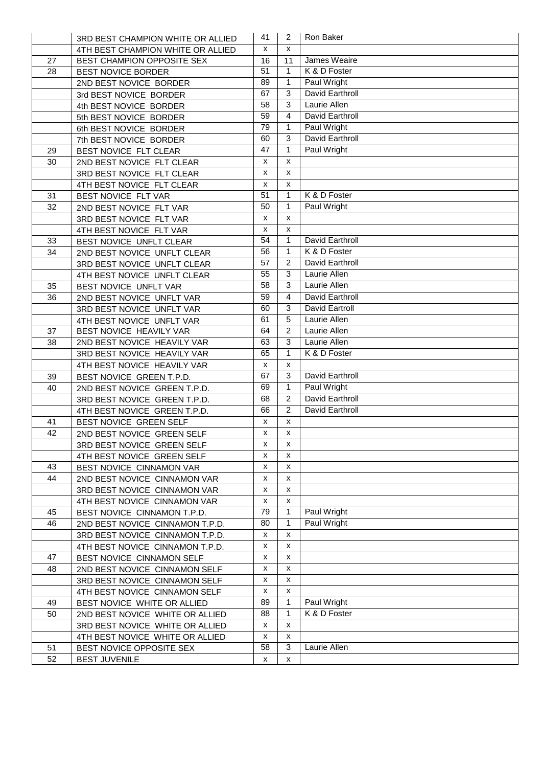| | | | | |
|---|---|---|---|---|
| | 3RD BEST CHAMPION WHITE OR ALLIED | 41 | 2 | Ron Baker |
| | 4TH BEST CHAMPION WHITE OR ALLIED | x | x | |
| 27 | BEST CHAMPION OPPOSITE SEX | 16 | 11 | James Weaire |
| 28 | BEST NOVICE BORDER | 51 | 1 | K & D Foster |
| | 2ND BEST NOVICE BORDER | 89 | 1 | Paul Wright |
| | 3rd BEST NOVICE BORDER | 67 | 3 | David Earthroll |
| | 4th BEST NOVICE BORDER | 58 | 3 | Laurie Allen |
| | 5th BEST NOVICE BORDER | 59 | 4 | David Earthroll |
| | 6th BEST NOVICE BORDER | 79 | 1 | Paul Wright |
| | 7th BEST NOVICE BORDER | 60 | 3 | David Earthroll |
| 29 | BEST NOVICE FLT CLEAR | 47 | 1 | Paul Wright |
| 30 | 2ND BEST NOVICE FLT CLEAR | x | x | |
| | 3RD BEST NOVICE FLT CLEAR | x | x | |
| | 4TH BEST NOVICE FLT CLEAR | x | x | |
| 31 | BEST NOVICE FLT VAR | 51 | 1 | K & D Foster |
| 32 | 2ND BEST NOVICE FLT VAR | 50 | 1 | Paul Wright |
| | 3RD BEST NOVICE FLT VAR | x | x | |
| | 4TH BEST NOVICE FLT VAR | x | x | |
| 33 | BEST NOVICE UNFLT CLEAR | 54 | 1 | David Earthroll |
| 34 | 2ND BEST NOVICE UNFLT CLEAR | 56 | 1 | K & D Foster |
| | 3RD BEST NOVICE UNFLT CLEAR | 57 | 2 | David Earthroll |
| | 4TH BEST NOVICE UNFLT CLEAR | 55 | 3 | Laurie Allen |
| 35 | BEST NOVICE UNFLT VAR | 58 | 3 | Laurie Allen |
| 36 | 2ND BEST NOVICE UNFLT VAR | 59 | 4 | David Earthroll |
| | 3RD BEST NOVICE UNFLT VAR | 60 | 3 | David Eartroll |
| | 4TH BEST NOVICE UNFLT VAR | 61 | 5 | Laurie Allen |
| 37 | BEST NOVICE HEAVILY VAR | 64 | 2 | Laurie Allen |
| 38 | 2ND BEST NOVICE HEAVILY VAR | 63 | 3 | Laurie Allen |
| | 3RD BEST NOVICE HEAVILY VAR | 65 | 1 | K & D Foster |
| | 4TH BEST NOVICE HEAVILY VAR | x | x | |
| 39 | BEST NOVICE GREEN T.P.D. | 67 | 3 | David Earthroll |
| 40 | 2ND BEST NOVICE GREEN T.P.D. | 69 | 1 | Paul Wright |
| | 3RD BEST NOVICE GREEN T.P.D. | 68 | 2 | David Earthroll |
| | 4TH BEST NOVICE GREEN T.P.D. | 66 | 2 | David Earthroll |
| 41 | BEST NOVICE GREEN SELF | x | x | |
| 42 | 2ND BEST NOVICE GREEN SELF | x | x | |
| | 3RD BEST NOVICE GREEN SELF | x | x | |
| | 4TH BEST NOVICE GREEN SELF | x | x | |
| 43 | BEST NOVICE CINNAMON VAR | x | x | |
| 44 | 2ND BEST NOVICE CINNAMON VAR | x | x | |
| | 3RD BEST NOVICE CINNAMON VAR | x | x | |
| | 4TH BEST NOVICE CINNAMON VAR | x | x | |
| 45 | BEST NOVICE CINNAMON T.P.D. | 79 | 1 | Paul Wright |
| 46 | 2ND BEST NOVICE CINNAMON T.P.D. | 80 | 1 | Paul Wright |
| | 3RD BEST NOVICE CINNAMON T.P.D. | x | x | |
| | 4TH BEST NOVICE CINNAMON T.P.D. | x | x | |
| 47 | BEST NOVICE CINNAMON SELF | x | x | |
| 48 | 2ND BEST NOVICE CINNAMON SELF | x | x | |
| | 3RD BEST NOVICE CINNAMON SELF | x | x | |
| | 4TH BEST NOVICE CINNAMON SELF | x | x | |
| 49 | BEST NOVICE WHITE OR ALLIED | 89 | 1 | Paul Wright |
| 50 | 2ND BEST NOVICE WHITE OR ALLIED | 88 | 1 | K & D Foster |
| | 3RD BEST NOVICE WHITE OR ALLIED | x | x | |
| | 4TH BEST NOVICE WHITE OR ALLIED | x | x | |
| 51 | BEST NOVICE OPPOSITE SEX | 58 | 3 | Laurie Allen |
| 52 | BEST JUVENILE | x | x | |